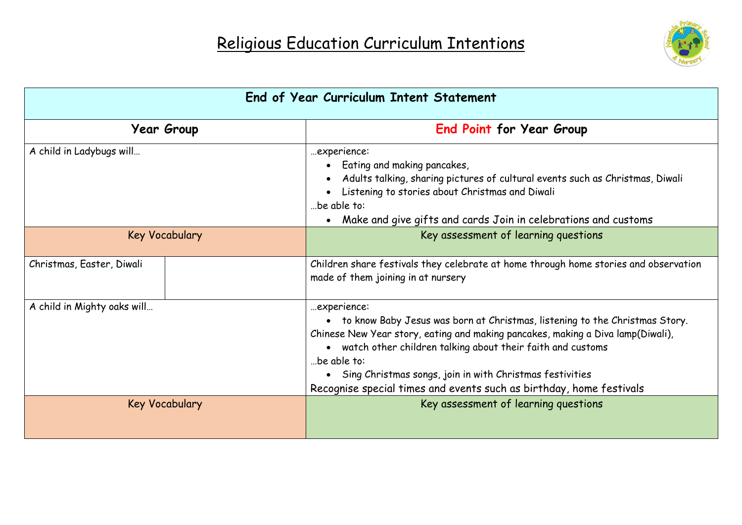# Religious Education Curriculum Intentions

| End of Year Curriculum Intent Statement | | |
|---|---|---|
| **Year Group** | | **End Point for Year Group** |
| A child in Ladybugs will… | | …experience:<br>• Eating and making pancakes,<br>• Adults talking, sharing pictures of cultural events such as Christmas, Diwali<br>• Listening to stories about Christmas and Diwali<br>…be able to:<br>• Make and give gifts and cards Join in celebrations and customs |
| Key Vocabulary | | Key assessment of learning questions |
| Christmas, Easter, Diwali | | Children share festivals they celebrate at home through home stories and observation made of them joining in at nursery |
| A child in Mighty oaks will… | | …experience:<br>• to know Baby Jesus was born at Christmas, listening to the Christmas Story.<br>Chinese New Year story, eating and making pancakes, making a Diva lamp(Diwali),<br>• watch other children talking about their faith and customs<br>…be able to:<br>• Sing Christmas songs, join in with Christmas festivities<br>Recognise special times and events such as birthday, home festivals |
| Key Vocabulary | | Key assessment of learning questions |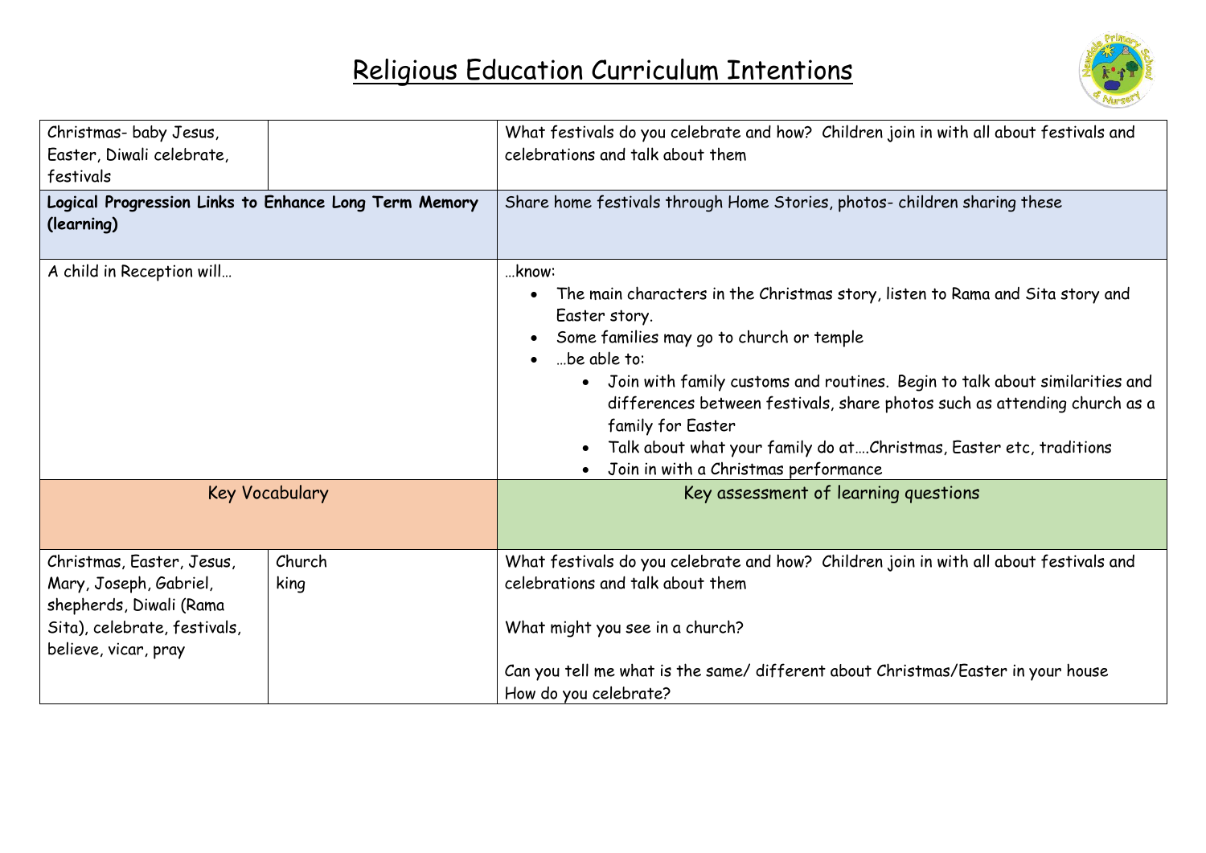# Religious Education Curriculum Intentions

| | | |
|---|---|---|
| Christmas- baby Jesus, Easter, Diwali celebrate, festivals | | What festivals do you celebrate and how? Children join in with all about festivals and celebrations and talk about them |
| **Logical Progression Links to Enhance Long Term Memory (learning)** | | Share home festivals through Home Stories, photos- children sharing these |
| A child in Reception will… | | …know:<br>• The main characters in the Christmas story, listen to Rama and Sita story and Easter story.<br>• Some families may go to church or temple<br>• …be able to:<br>&nbsp;&nbsp;&nbsp;&nbsp;• Join with family customs and routines. Begin to talk about similarities and differences between festivals, share photos such as attending church as a family for Easter<br>&nbsp;&nbsp;&nbsp;&nbsp;• Talk about what your family do at….Christmas, Easter etc, traditions<br>&nbsp;&nbsp;&nbsp;&nbsp;• Join in with a Christmas performance |
| Key Vocabulary | | Key assessment of learning questions |
| Christmas, Easter, Jesus, Mary, Joseph, Gabriel, shepherds, Diwali (Rama Sita), celebrate, festivals, believe, vicar, pray | Church<br>king | What festivals do you celebrate and how? Children join in with all about festivals and celebrations and talk about them<br><br>What might you see in a church?<br><br>Can you tell me what is the same/ different about Christmas/Easter in your house<br>How do you celebrate? |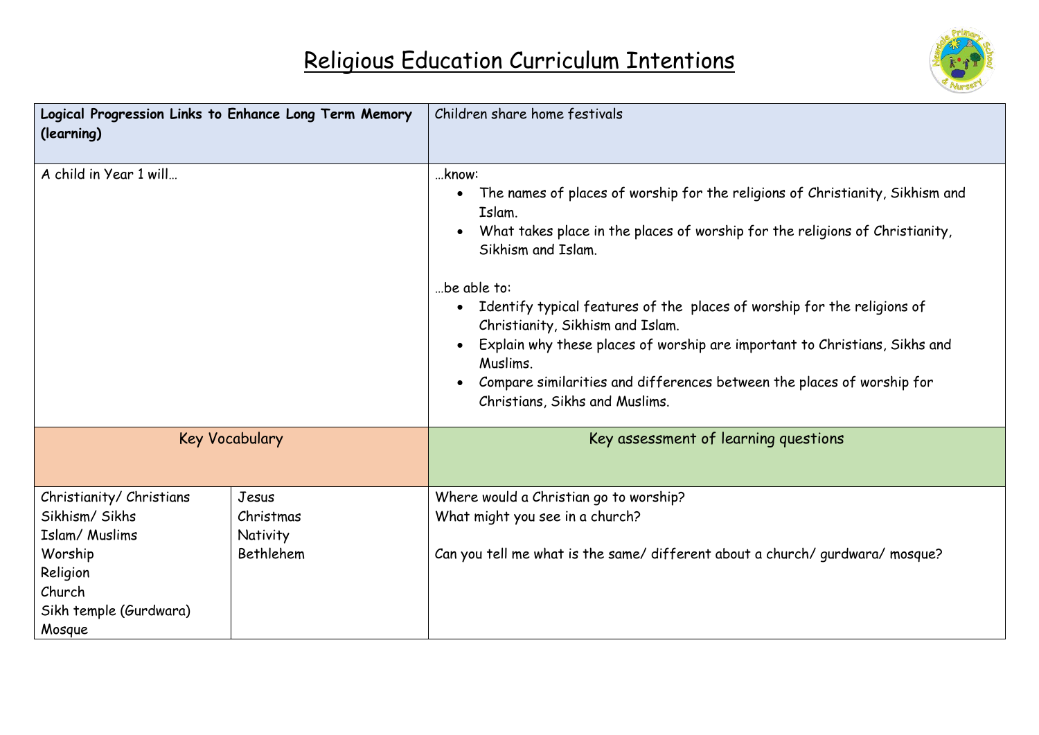# Religious Education Curriculum Intentions

| **Logical Progression Links to Enhance Long Term Memory (learning)** | | Children share home festivals |
|---|---|---|
| A child in Year 1 will… | | …know:<br>• The names of places of worship for the religions of Christianity, Sikhism and Islam.<br>• What takes place in the places of worship for the religions of Christianity, Sikhism and Islam.<br><br>…be able to:<br>• Identify typical features of the places of worship for the religions of Christianity, Sikhism and Islam.<br>• Explain why these places of worship are important to Christians, Sikhs and Muslims.<br>• Compare similarities and differences between the places of worship for Christians, Sikhs and Muslims. |
| Key Vocabulary | | Key assessment of learning questions |
| Christianity/ Christians<br>Sikhism/ Sikhs<br>Islam/ Muslims<br>Worship<br>Religion<br>Church<br>Sikh temple (Gurdwara)<br>Mosque | Jesus<br>Christmas<br>Nativity<br>Bethlehem | Where would a Christian go to worship?<br>What might you see in a church?<br><br>Can you tell me what is the same/ different about a church/ gurdwara/ mosque? |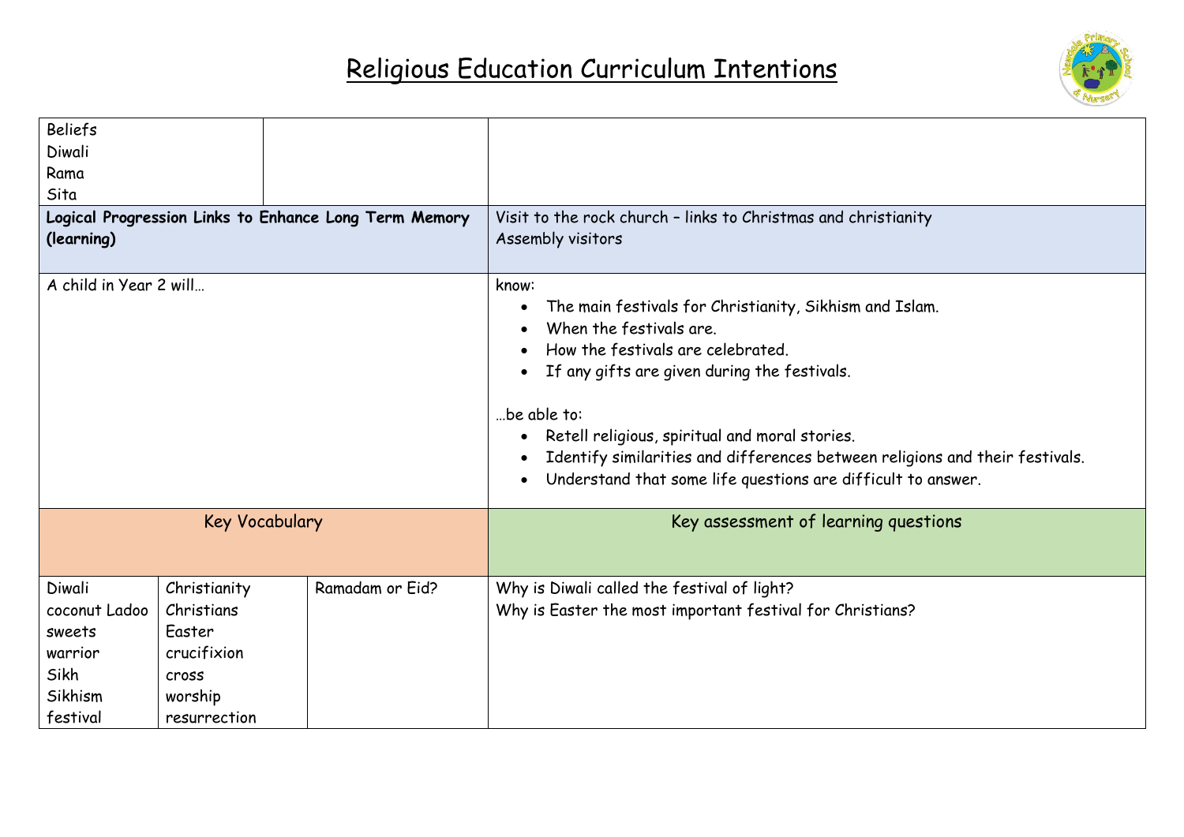# Religious Education Curriculum Intentions

| | | | |
|---|---|---|---|
| Beliefs<br>Diwali<br>Rama<br>Sita | | | |
| **Logical Progression Links to Enhance Long Term Memory (learning)** | | | Visit to the rock church – links to Christmas and christianity<br>Assembly visitors |
| A child in Year 2 will… | | | know:<br>• The main festivals for Christianity, Sikhism and Islam.<br>• When the festivals are.<br>• How the festivals are celebrated.<br>• If any gifts are given during the festivals.<br><br>…be able to:<br>• Retell religious, spiritual and moral stories.<br>• Identify similarities and differences between religions and their festivals.<br>• Understand that some life questions are difficult to answer. |
| Key Vocabulary | | | Key assessment of learning questions |
| Diwali<br>coconut Ladoo<br>sweets<br>warrior<br>Sikh<br>Sikhism<br>festival | Christianity<br>Christians<br>Easter<br>crucifixion<br>cross<br>worship<br>resurrection | Ramadam or Eid? | Why is Diwali called the festival of light?<br>Why is Easter the most important festival for Christians? |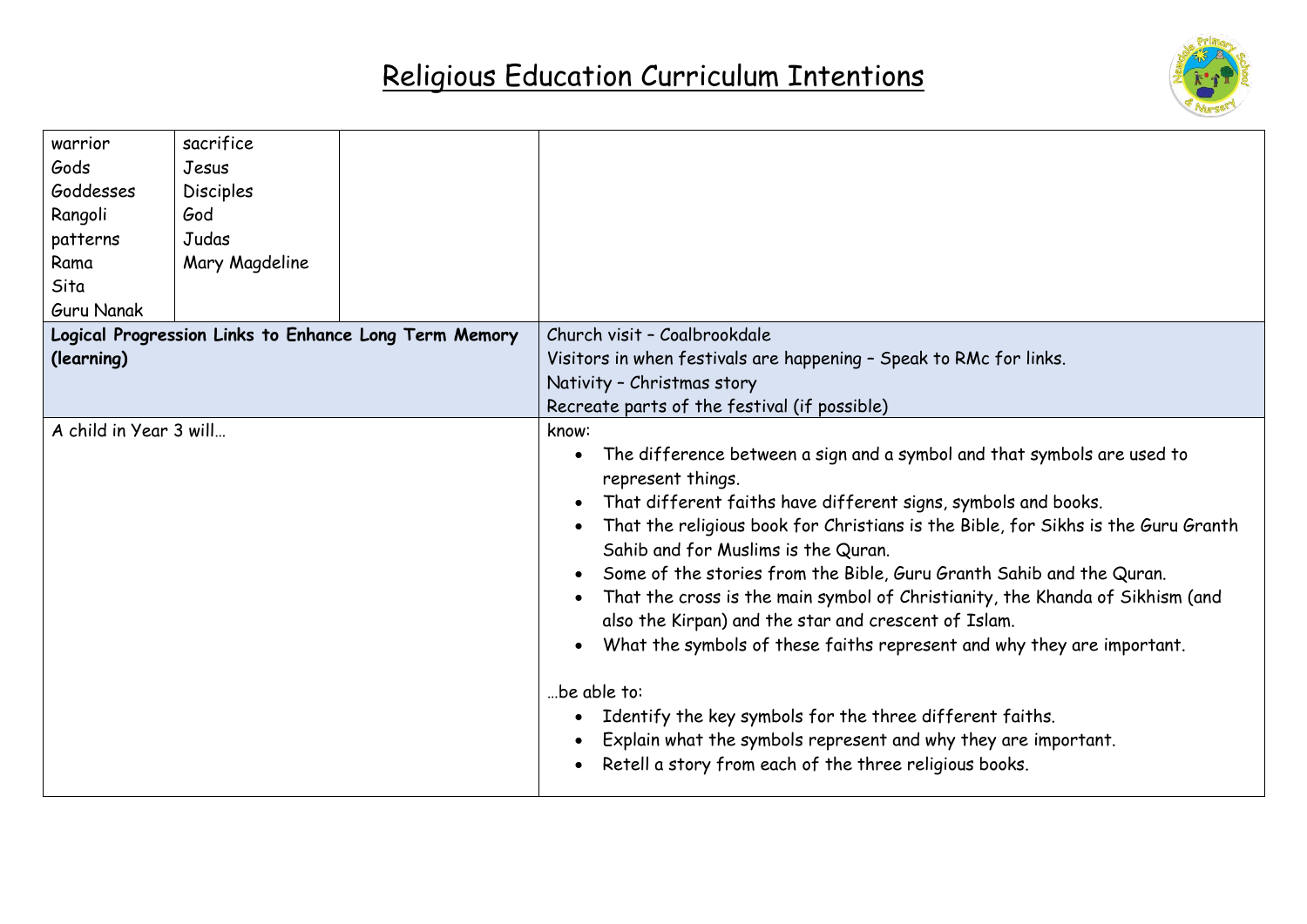# Religious Education Curriculum Intentions

| | | | |
|---|---|---|---|
| warrior<br>Gods<br>Goddesses<br>Rangoli<br>patterns<br>Rama<br>Sita<br>Guru Nanak | sacrifice<br>Jesus<br>Disciples<br>God<br>Judas<br>Mary Magdeline | | |
| **Logical Progression Links to Enhance Long Term Memory (learning)** | | | Church visit – Coalbrookdale<br>Visitors in when festivals are happening – Speak to RMc for links.<br>Nativity – Christmas story<br>Recreate parts of the festival (if possible) |
| A child in Year 3 will… | | | know:<br>• The difference between a sign and a symbol and that symbols are used to represent things.<br>• That different faiths have different signs, symbols and books.<br>• That the religious book for Christians is the Bible, for Sikhs is the Guru Granth Sahib and for Muslims is the Quran.<br>• Some of the stories from the Bible, Guru Granth Sahib and the Quran.<br>• That the cross is the main symbol of Christianity, the Khanda of Sikhism (and also the Kirpan) and the star and crescent of Islam.<br>• What the symbols of these faiths represent and why they are important.<br><br>…be able to:<br>• Identify the key symbols for the three different faiths.<br>• Explain what the symbols represent and why they are important.<br>• Retell a story from each of the three religious books. |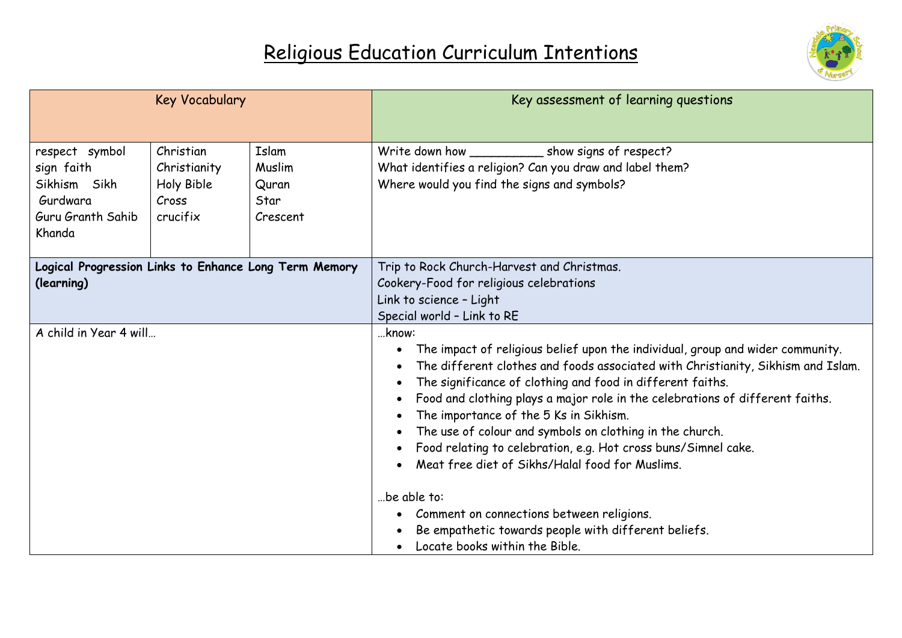# Religious Education Curriculum Intentions

| Key Vocabulary | | | Key assessment of learning questions |
|---|---|---|---|
| respect symbol<br>sign faith<br>Sikhism Sikh<br>Gurdwara<br>Guru Granth Sahib<br>Khanda | Christian<br>Christianity<br>Holy Bible<br>Cross<br>crucifix | Islam<br>Muslim<br>Quran<br>Star<br>Crescent | Write down how __________ show signs of respect?<br>What identifies a religion? Can you draw and label them?<br>Where would you find the signs and symbols? |
| **Logical Progression Links to Enhance Long Term Memory (learning)** | | | Trip to Rock Church-Harvest and Christmas.<br>Cookery-Food for religious celebrations<br>Link to science – Light<br>Special world – Link to RE |
| A child in Year 4 will… | | | …know:<br>• The impact of religious belief upon the individual, group and wider community.<br>• The different clothes and foods associated with Christianity, Sikhism and Islam.<br>• The significance of clothing and food in different faiths.<br>• Food and clothing plays a major role in the celebrations of different faiths.<br>• The importance of the 5 Ks in Sikhism.<br>• The use of colour and symbols on clothing in the church.<br>• Food relating to celebration, e.g. Hot cross buns/Simnel cake.<br>• Meat free diet of Sikhs/Halal food for Muslims.<br><br>…be able to:<br>• Comment on connections between religions.<br>• Be empathetic towards people with different beliefs.<br>• Locate books within the Bible. |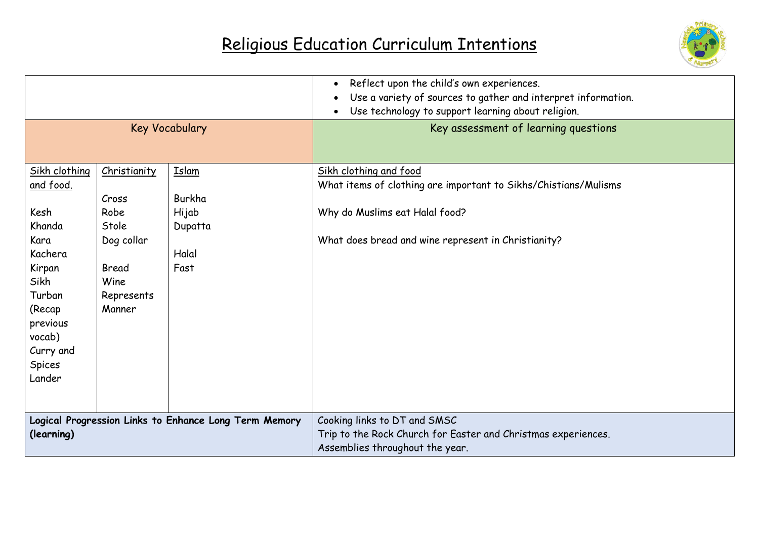# Religious Education Curriculum Intentions

| | | | |
|---|---|---|---|
| | | | • Reflect upon the child's own experiences.<br>• Use a variety of sources to gather and interpret information.<br>• Use technology to support learning about religion. |
| Key Vocabulary | | | Key assessment of learning questions |
| <u>Sikh clothing and food.</u><br><br>Kesh<br>Khanda<br>Kara<br>Kachera<br>Kirpan<br>Sikh<br>Turban<br>(Recap previous vocab)<br>Curry and Spices<br>Lander | <u>Christianity</u><br><br>Cross<br>Robe<br>Stole<br>Dog collar<br><br>Bread<br>Wine<br>Represents<br>Manner | <u>Islam</u><br><br>Burkha<br>Hijab<br>Dupatta<br><br>Halal<br>Fast | <u>Sikh clothing and food</u><br>What items of clothing are important to Sikhs/Chistians/Mulisms<br><br>Why do Muslims eat Halal food?<br><br>What does bread and wine represent in Christianity? |
| **Logical Progression Links to Enhance Long Term Memory (learning)** | | | Cooking links to DT and SMSC<br>Trip to the Rock Church for Easter and Christmas experiences.<br>Assemblies throughout the year. |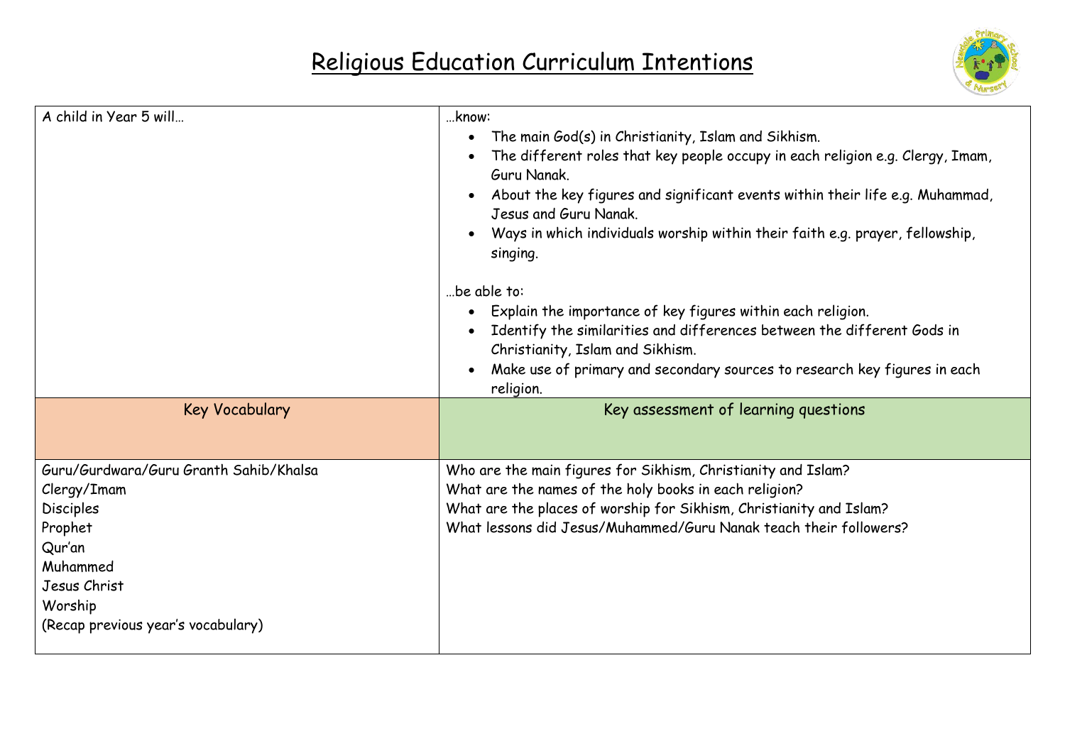# Religious Education Curriculum Intentions

| A child in Year 5 will… | …know:<br>• The main God(s) in Christianity, Islam and Sikhism.<br>• The different roles that key people occupy in each religion e.g. Clergy, Imam, Guru Nanak.<br>• About the key figures and significant events within their life e.g. Muhammad, Jesus and Guru Nanak.<br>• Ways in which individuals worship within their faith e.g. prayer, fellowship, singing.<br><br>…be able to:<br>• Explain the importance of key figures within each religion.<br>• Identify the similarities and differences between the different Gods in Christianity, Islam and Sikhism.<br>• Make use of primary and secondary sources to research key figures in each religion. |
|---|---|
| **Key Vocabulary** | **Key assessment of learning questions** |
| Guru/Gurdwara/Guru Granth Sahib/Khalsa<br>Clergy/Imam<br>Disciples<br>Prophet<br>Qur'an<br>Muhammed<br>Jesus Christ<br>Worship<br>(Recap previous year's vocabulary) | Who are the main figures for Sikhism, Christianity and Islam?<br>What are the names of the holy books in each religion?<br>What are the places of worship for Sikhism, Christianity and Islam?<br>What lessons did Jesus/Muhammed/Guru Nanak teach their followers? |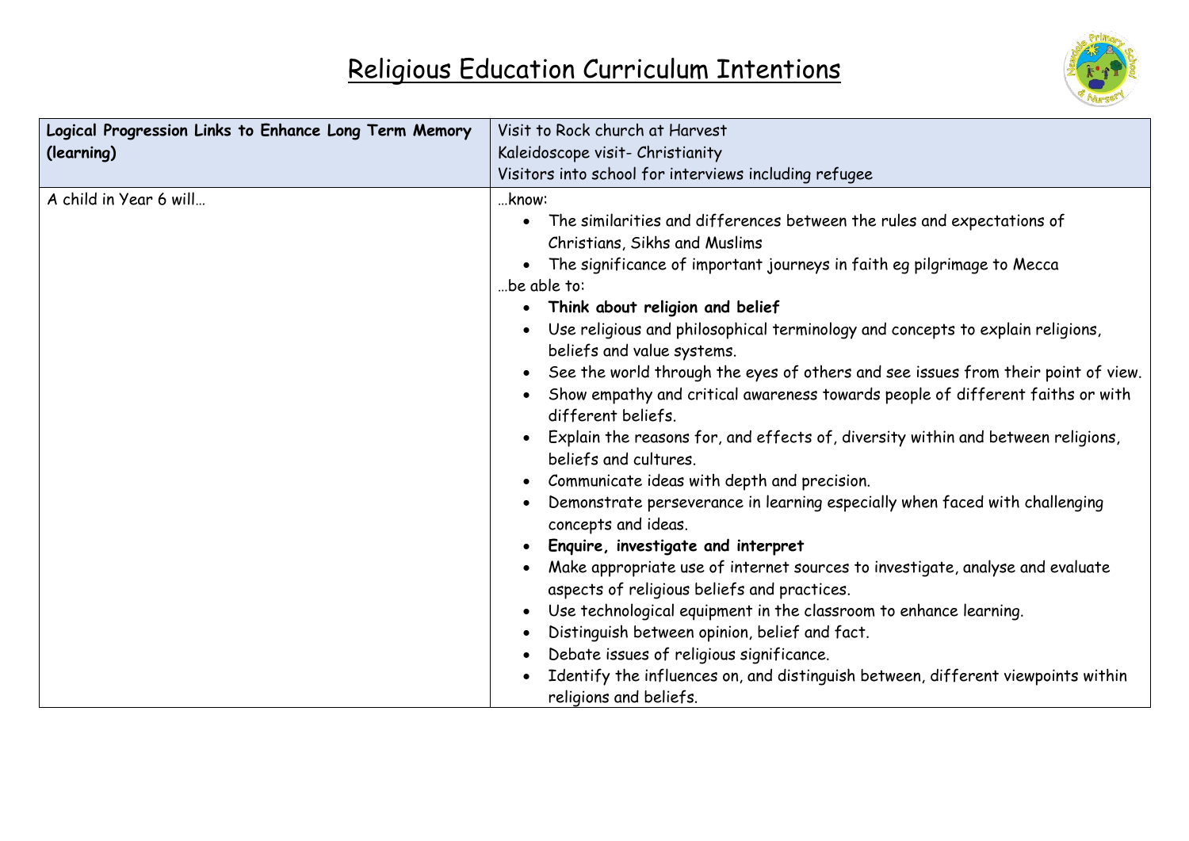# Religious Education Curriculum Intentions

| **Logical Progression Links to Enhance Long Term Memory (learning)** | Visit to Rock church at Harvest<br>Kaleidoscope visit- Christianity<br>Visitors into school for interviews including refugee |
| --- | --- |
| A child in Year 6 will… | …know:<br>• The similarities and differences between the rules and expectations of Christians, Sikhs and Muslims<br>• The significance of important journeys in faith eg pilgrimage to Mecca<br>…be able to:<br>• **Think about religion and belief**<br>• Use religious and philosophical terminology and concepts to explain religions, beliefs and value systems.<br>• See the world through the eyes of others and see issues from their point of view.<br>• Show empathy and critical awareness towards people of different faiths or with different beliefs.<br>• Explain the reasons for, and effects of, diversity within and between religions, beliefs and cultures.<br>• Communicate ideas with depth and precision.<br>• Demonstrate perseverance in learning especially when faced with challenging concepts and ideas.<br>• **Enquire, investigate and interpret**<br>• Make appropriate use of internet sources to investigate, analyse and evaluate aspects of religious beliefs and practices.<br>• Use technological equipment in the classroom to enhance learning.<br>• Distinguish between opinion, belief and fact.<br>• Debate issues of religious significance.<br>• Identify the influences on, and distinguish between, different viewpoints within religions and beliefs. |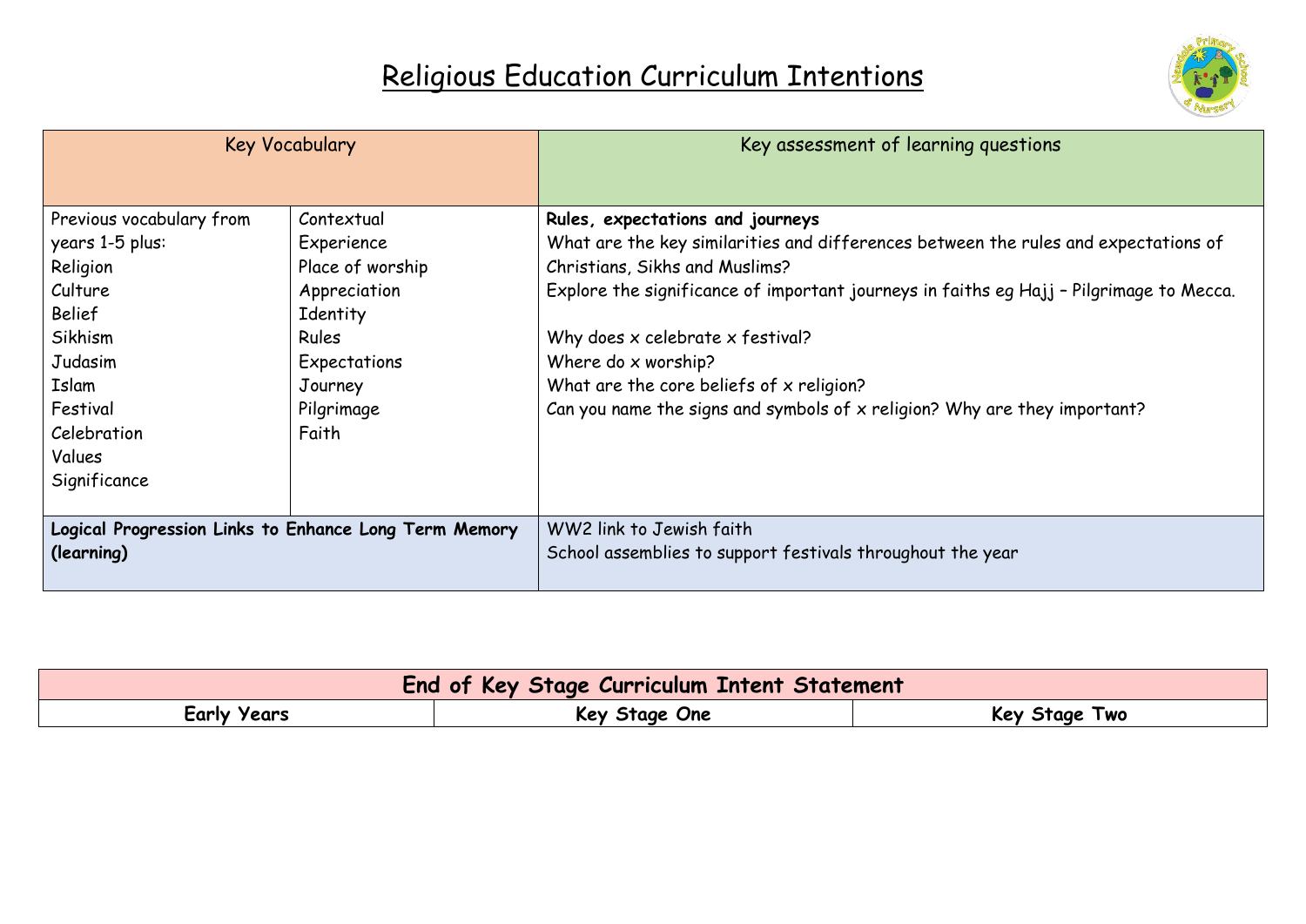# Religious Education Curriculum Intentions

| Key Vocabulary | | Key assessment of learning questions |
|---|---|---|
| Previous vocabulary from years 1-5 plus:<br>Religion<br>Culture<br>Belief<br>Sikhism<br>Judasim<br>Islam<br>Festival<br>Celebration<br>Values<br>Significance | Contextual<br>Experience<br>Place of worship<br>Appreciation<br>Identity<br>Rules<br>Expectations<br>Journey<br>Pilgrimage<br>Faith | **Rules, expectations and journeys**<br>What are the key similarities and differences between the rules and expectations of Christians, Sikhs and Muslims?<br>Explore the significance of important journeys in faiths eg Hajj – Pilgrimage to Mecca.<br><br>Why does x celebrate x festival?<br>Where do x worship?<br>What are the core beliefs of x religion?<br>Can you name the signs and symbols of x religion? Why are they important? |
| **Logical Progression Links to Enhance Long Term Memory (learning)** | | WW2 link to Jewish faith<br>School assemblies to support festivals throughout the year |

| End of Key Stage Curriculum Intent Statement | | |
|---|---|---|
| **Early Years** | **Key Stage One** | **Key Stage Two** |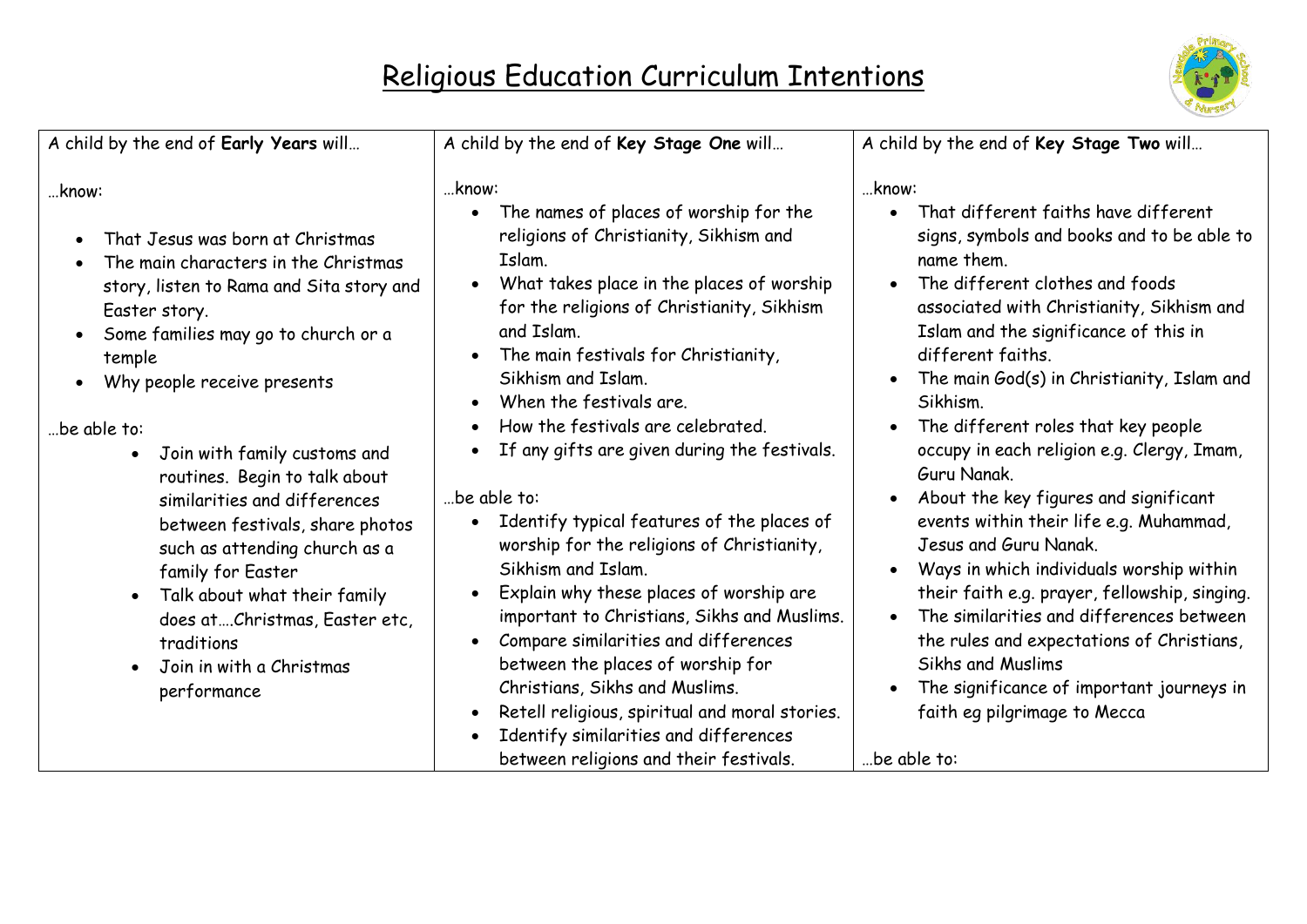# Religious Education Curriculum Intentions

| A child by the end of **Early Years** will… | A child by the end of **Key Stage One** will… | A child by the end of **Key Stage Two** will… |
| --- | --- | --- |
| …know:<br>• That Jesus was born at Christmas<br>• The main characters in the Christmas story, listen to Rama and Sita story and Easter story.<br>• Some families may go to church or a temple<br>• Why people receive presents<br><br>…be able to:<br>• Join with family customs and routines. Begin to talk about similarities and differences between festivals, share photos such as attending church as a family for Easter<br>• Talk about what their family does at….Christmas, Easter etc, traditions<br>• Join in with a Christmas performance | …know:<br>• The names of places of worship for the religions of Christianity, Sikhism and Islam.<br>• What takes place in the places of worship for the religions of Christianity, Sikhism and Islam.<br>• The main festivals for Christianity, Sikhism and Islam.<br>• When the festivals are.<br>• How the festivals are celebrated.<br>• If any gifts are given during the festivals.<br><br>…be able to:<br>• Identify typical features of the places of worship for the religions of Christianity, Sikhism and Islam.<br>• Explain why these places of worship are important to Christians, Sikhs and Muslims.<br>• Compare similarities and differences between the places of worship for Christians, Sikhs and Muslims.<br>• Retell religious, spiritual and moral stories.<br>• Identify similarities and differences between religions and their festivals. | …know:<br>• That different faiths have different signs, symbols and books and to be able to name them.<br>• The different clothes and foods associated with Christianity, Sikhism and Islam and the significance of this in different faiths.<br>• The main God(s) in Christianity, Islam and Sikhism.<br>• The different roles that key people occupy in each religion e.g. Clergy, Imam, Guru Nanak.<br>• About the key figures and significant events within their life e.g. Muhammad, Jesus and Guru Nanak.<br>• Ways in which individuals worship within their faith e.g. prayer, fellowship, singing.<br>• The similarities and differences between the rules and expectations of Christians, Sikhs and Muslims<br>• The significance of important journeys in faith eg pilgrimage to Mecca<br><br>…be able to: |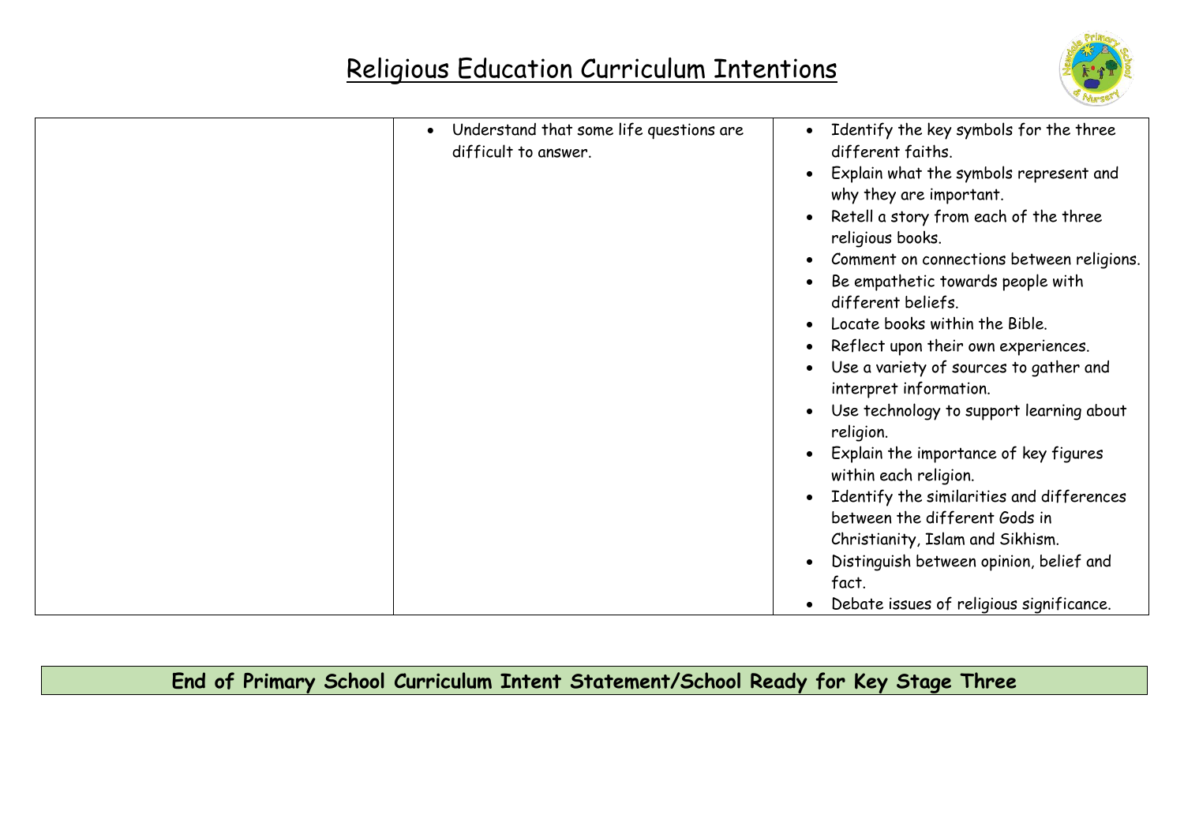# Religious Education Curriculum Intentions

| | | |
|---|---|---|
| | • Understand that some life questions are difficult to answer. | • Identify the key symbols for the three different faiths.<br>• Explain what the symbols represent and why they are important.<br>• Retell a story from each of the three religious books.<br>• Comment on connections between religions.<br>• Be empathetic towards people with different beliefs.<br>• Locate books within the Bible.<br>• Reflect upon their own experiences.<br>• Use a variety of sources to gather and interpret information.<br>• Use technology to support learning about religion.<br>• Explain the importance of key figures within each religion.<br>• Identify the similarities and differences between the different Gods in Christianity, Islam and Sikhism.<br>• Distinguish between opinion, belief and fact.<br>• Debate issues of religious significance. |

**End of Primary School Curriculum Intent Statement/School Ready for Key Stage Three**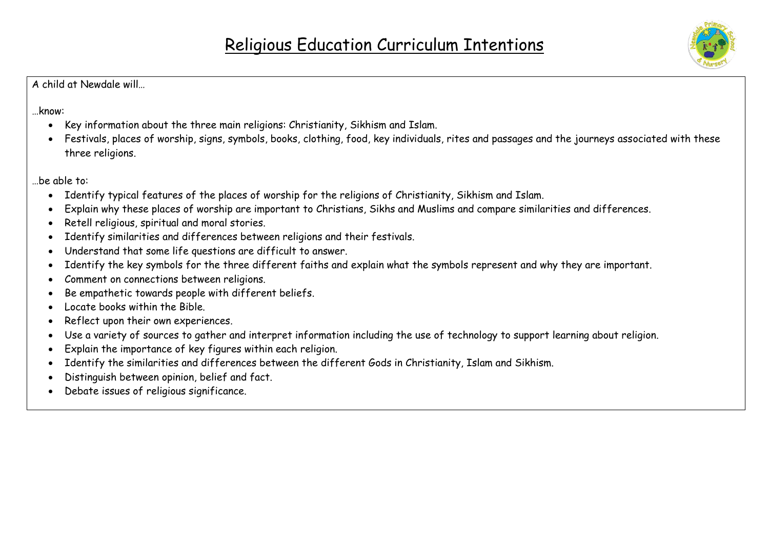# Religious Education Curriculum Intentions

A child at Newdale will…

…know:

- Key information about the three main religions: Christianity, Sikhism and Islam.
- Festivals, places of worship, signs, symbols, books, clothing, food, key individuals, rites and passages and the journeys associated with these three religions.

…be able to:

- Identify typical features of the places of worship for the religions of Christianity, Sikhism and Islam.
- Explain why these places of worship are important to Christians, Sikhs and Muslims and compare similarities and differences.
- Retell religious, spiritual and moral stories.
- Identify similarities and differences between religions and their festivals.
- Understand that some life questions are difficult to answer.
- Identify the key symbols for the three different faiths and explain what the symbols represent and why they are important.
- Comment on connections between religions.
- Be empathetic towards people with different beliefs.
- Locate books within the Bible.
- Reflect upon their own experiences.
- Use a variety of sources to gather and interpret information including the use of technology to support learning about religion.
- Explain the importance of key figures within each religion.
- Identify the similarities and differences between the different Gods in Christianity, Islam and Sikhism.
- Distinguish between opinion, belief and fact.
- Debate issues of religious significance.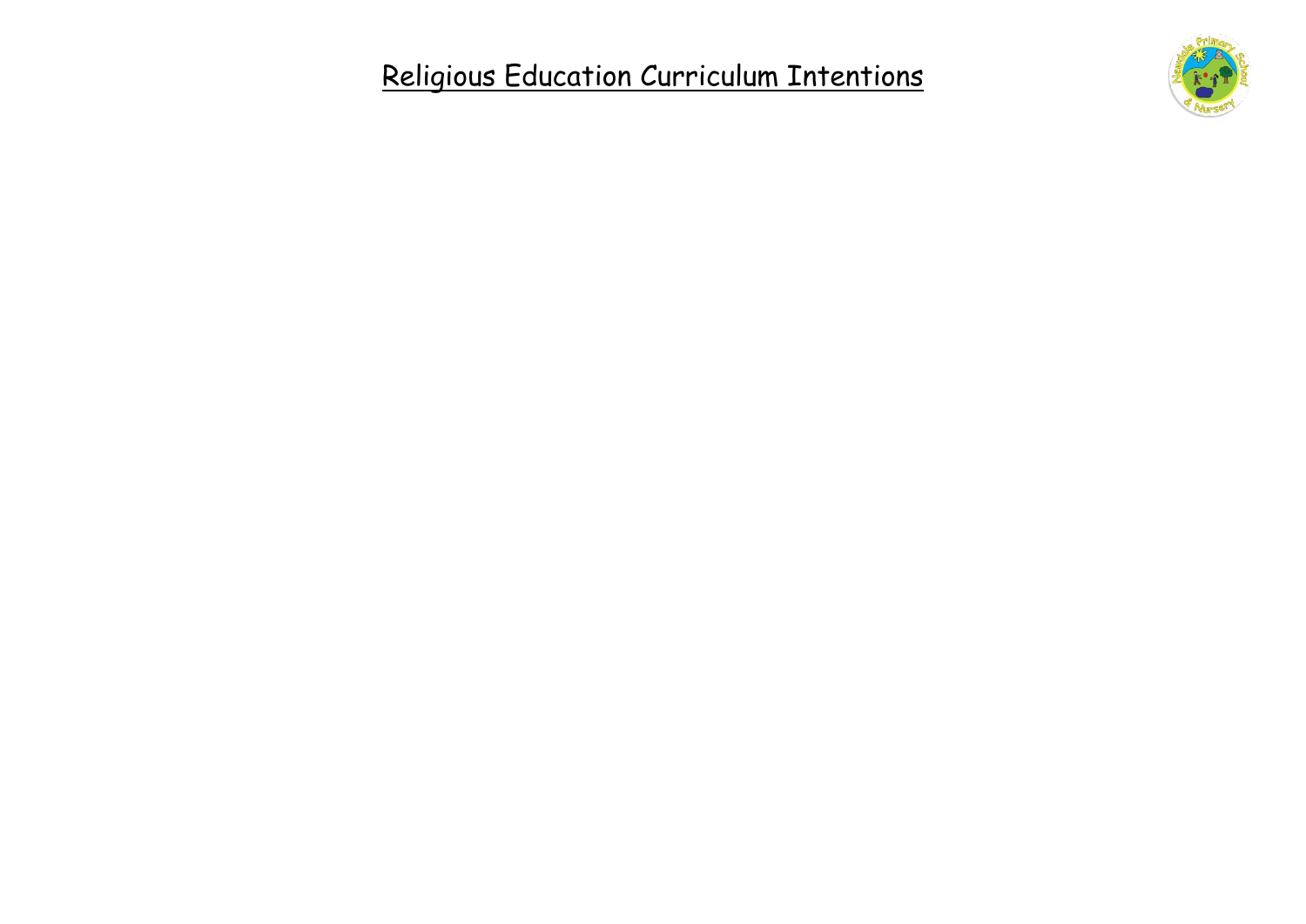# Religious Education Curriculum Intentions